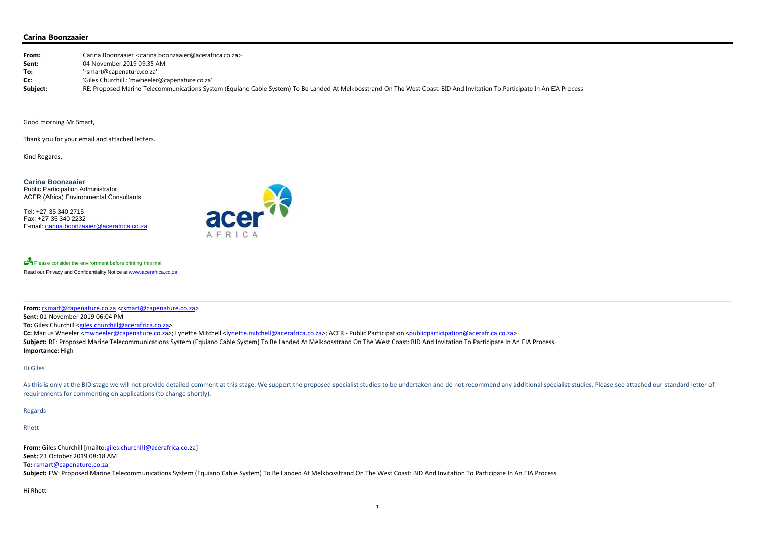## Carina Boonzaaier

| | |
|---|---|
| **From:** | Carina Boonzaaier <carina.boonzaaier@acerafrica.co.za> |
| **Sent:** | 04 November 2019 09:35 AM |
| **To:** | 'rsmart@capenature.co.za' |
| **Cc:** | 'Giles Churchill'; 'mwheeler@capenature.co.za' |
| **Subject:** | RE: Proposed Marine Telecommunications System (Equiano Cable System) To Be Landed At Melkbosstrand On The West Coast: BID And Invitation To Participate In An EIA Process |

Good morning Mr Smart,

Thank you for your email and attached letters.

Kind Regards,

**Carina Boonzaaier**
Public Participation Administrator
ACER (Africa) Environmental Consultants

Tel: +27 35 340 2715
Fax: +27 35 340 2232
E-mail: carina.boonzaaier@acerafrica.co.za

Please consider the environment before printing this mail
Read our Privacy and Confidentiality Notice at www.acerafrica.co.za

---

**From:** rsmart@capenature.co.za <rsmart@capenature.co.za>
**Sent:** 01 November 2019 06:04 PM
**To:** Giles Churchill <giles.churchill@acerafrica.co.za>
**Cc:** Marius Wheeler <mwheeler@capenature.co.za>; Lynette Mitchell <lynette.mitchell@acerafrica.co.za>; ACER - Public Participation <publicparticipation@acerafrica.co.za>
**Subject:** RE: Proposed Marine Telecommunications System (Equiano Cable System) To Be Landed At Melkbosstrand On The West Coast: BID And Invitation To Participate In An EIA Process
**Importance:** High

Hi Giles

As this is only at the BID stage we will not provide detailed comment at this stage. We support the proposed specialist studies to be undertaken and do not recommend any additional specialist studies. Please see attached our standard letter of requirements for commenting on applications (to change shortly).

Regards

Rhett

---

**From:** Giles Churchill [mailto:giles.churchill@acerafrica.co.za]
**Sent:** 23 October 2019 08:18 AM
**To:** rsmart@capenature.co.za
**Subject:** FW: Proposed Marine Telecommunications System (Equiano Cable System) To Be Landed At Melkbosstrand On The West Coast: BID And Invitation To Participate In An EIA Process

Hi Rhett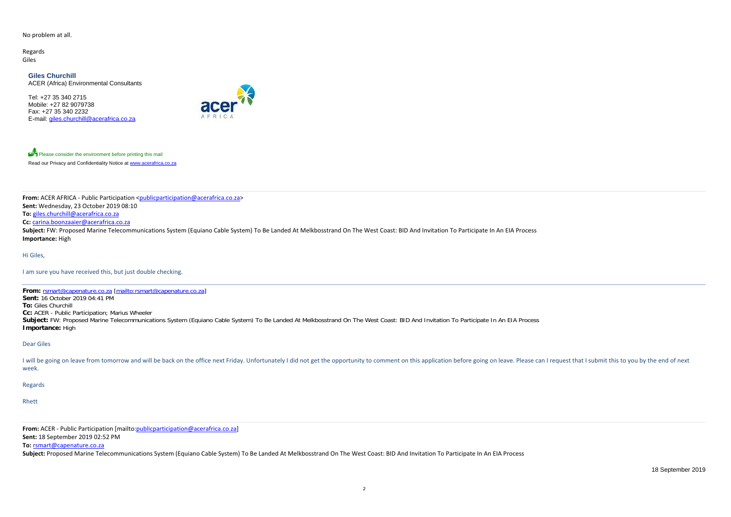No problem at all.

Regards
Giles

**Giles Churchill**
ACER (Africa) Environmental Consultants

Tel: +27 35 340 2715
Mobile: +27 82 9079738
Fax: +27 35 340 2232
E-mail: giles.churchill@acerafrica.co.za

Please consider the environment before printing this mail
Read our Privacy and Confidentiality Notice at www.acerafrica.co.za

---

**From:** ACER AFRICA - Public Participation <publicparticipation@acerafrica.co.za>
**Sent:** Wednesday, 23 October 2019 08:10
**To:** giles.churchill@acerafrica.co.za
**Cc:** carina.boonzaaier@acerafrica.co.za
**Subject:** FW: Proposed Marine Telecommunications System (Equiano Cable System) To Be Landed At Melkbosstrand On The West Coast: BID And Invitation To Participate In An EIA Process
**Importance:** High

Hi Giles,

I am sure you have received this, but just double checking.

---

**From:** rsmart@capenature.co.za [mailto:rsmart@capenature.co.za]
**Sent:** 16 October 2019 04:41 PM
**To:** Giles Churchill
**Cc:** ACER - Public Participation; Marius Wheeler
**Subject:** FW: Proposed Marine Telecommunications System (Equiano Cable System) To Be Landed At Melkbosstrand On The West Coast: BID And Invitation To Participate In An EIA Process
**Importance:** High

Dear Giles

I will be going on leave from tomorrow and will be back on the office next Friday. Unfortunately I did not get the opportunity to comment on this application before going on leave. Please can I request that I submit this to you by the end of next week.

Regards

Rhett

---

**From:** ACER - Public Participation [mailto:publicparticipation@acerafrica.co.za]
**Sent:** 18 September 2019 02:52 PM
**To:** rsmart@capenature.co.za
**Subject:** Proposed Marine Telecommunications System (Equiano Cable System) To Be Landed At Melkbosstrand On The West Coast: BID And Invitation To Participate In An EIA Process

18 September 2019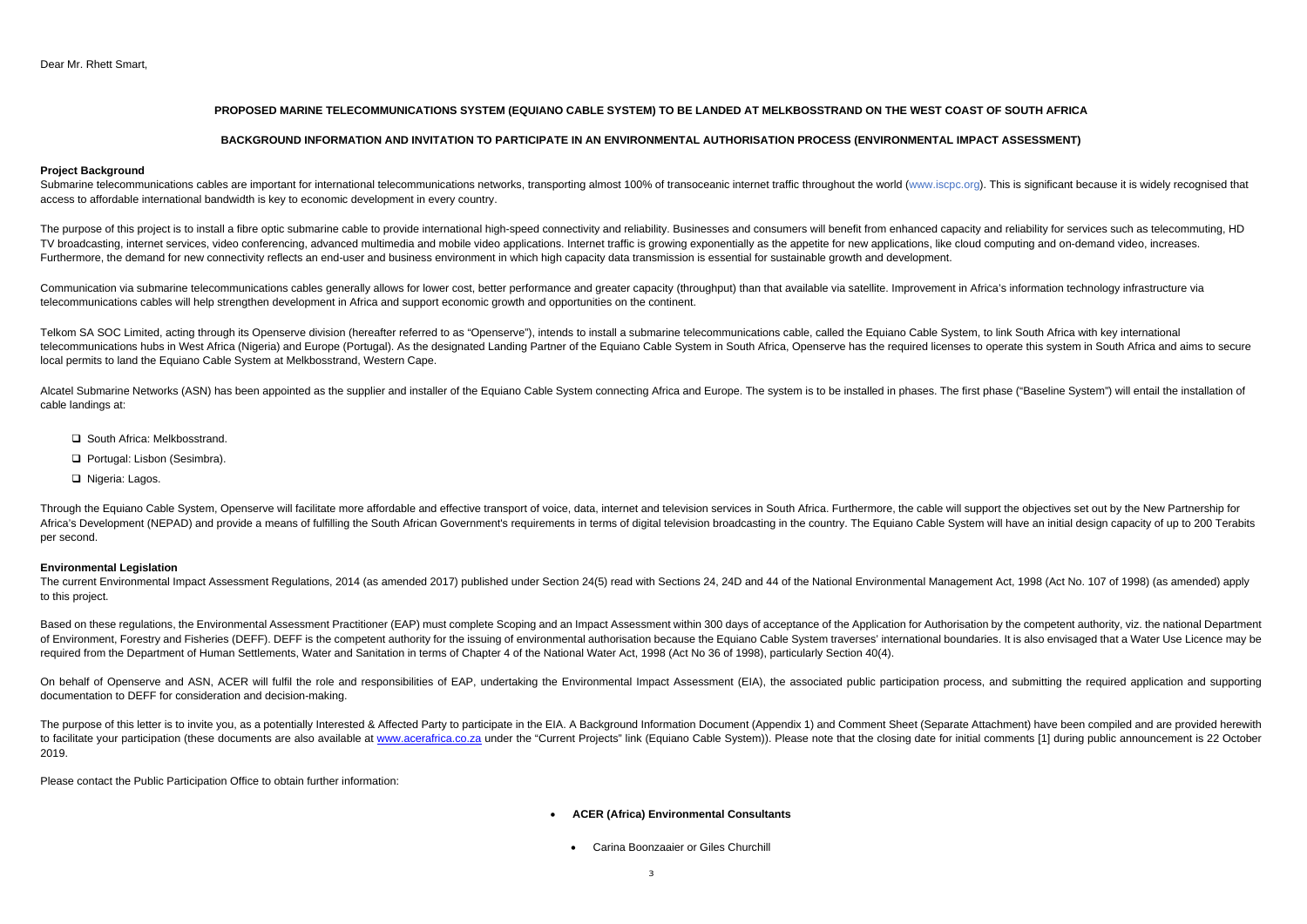Dear Mr. Rhett Smart,

**PROPOSED MARINE TELECOMMUNICATIONS SYSTEM (EQUIANO CABLE SYSTEM) TO BE LANDED AT MELKBOSSTRAND ON THE WEST COAST OF SOUTH AFRICA**

**BACKGROUND INFORMATION AND INVITATION TO PARTICIPATE IN AN ENVIRONMENTAL AUTHORISATION PROCESS (ENVIRONMENTAL IMPACT ASSESSMENT)**

**Project Background**

Submarine telecommunications cables are important for international telecommunications networks, transporting almost 100% of transoceanic internet traffic throughout the world (www.iscpc.org). This is significant because it is widely recognised that access to affordable international bandwidth is key to economic development in every country.

The purpose of this project is to install a fibre optic submarine cable to provide international high-speed connectivity and reliability. Businesses and consumers will benefit from enhanced capacity and reliability for services such as telecommuting, HD TV broadcasting, internet services, video conferencing, advanced multimedia and mobile video applications. Internet traffic is growing exponentially as the appetite for new applications, like cloud computing and on-demand video, increases. Furthermore, the demand for new connectivity reflects an end-user and business environment in which high capacity data transmission is essential for sustainable growth and development.

Communication via submarine telecommunications cables generally allows for lower cost, better performance and greater capacity (throughput) than that available via satellite. Improvement in Africa's information technology infrastructure via telecommunications cables will help strengthen development in Africa and support economic growth and opportunities on the continent.

Telkom SA SOC Limited, acting through its Openserve division (hereafter referred to as "Openserve"), intends to install a submarine telecommunications cable, called the Equiano Cable System, to link South Africa with key international telecommunications hubs in West Africa (Nigeria) and Europe (Portugal). As the designated Landing Partner of the Equiano Cable System in South Africa, Openserve has the required licenses to operate this system in South Africa and aims to secure local permits to land the Equiano Cable System at Melkbosstrand, Western Cape.

Alcatel Submarine Networks (ASN) has been appointed as the supplier and installer of the Equiano Cable System connecting Africa and Europe. The system is to be installed in phases. The first phase ("Baseline System") will entail the installation of cable landings at:

- South Africa: Melkbosstrand.
- Portugal: Lisbon (Sesimbra).
- Nigeria: Lagos.

Through the Equiano Cable System, Openserve will facilitate more affordable and effective transport of voice, data, internet and television services in South Africa. Furthermore, the cable will support the objectives set out by the New Partnership for Africa's Development (NEPAD) and provide a means of fulfilling the South African Government's requirements in terms of digital television broadcasting in the country. The Equiano Cable System will have an initial design capacity of up to 200 Terabits per second.

**Environmental Legislation**

The current Environmental Impact Assessment Regulations, 2014 (as amended 2017) published under Section 24(5) read with Sections 24, 24D and 44 of the National Environmental Management Act, 1998 (Act No. 107 of 1998) (as amended) apply to this project.

Based on these regulations, the Environmental Assessment Practitioner (EAP) must complete Scoping and an Impact Assessment within 300 days of acceptance of the Application for Authorisation by the competent authority, viz. the national Department of Environment, Forestry and Fisheries (DEFF). DEFF is the competent authority for the issuing of environmental authorisation because the Equiano Cable System traverses' international boundaries. It is also envisaged that a Water Use Licence may be required from the Department of Human Settlements, Water and Sanitation in terms of Chapter 4 of the National Water Act, 1998 (Act No 36 of 1998), particularly Section 40(4).

On behalf of Openserve and ASN, ACER will fulfil the role and responsibilities of EAP, undertaking the Environmental Impact Assessment (EIA), the associated public participation process, and submitting the required application and supporting documentation to DEFF for consideration and decision-making.

The purpose of this letter is to invite you, as a potentially Interested & Affected Party to participate in the EIA. A Background Information Document (Appendix 1) and Comment Sheet (Separate Attachment) have been compiled and are provided herewith to facilitate your participation (these documents are also available at www.acerafrica.co.za under the "Current Projects" link (Equiano Cable System)). Please note that the closing date for initial comments [1] during public announcement is 22 October 2019.

Please contact the Public Participation Office to obtain further information:

- **ACER (Africa) Environmental Consultants**
  - Carina Boonzaaier or Giles Churchill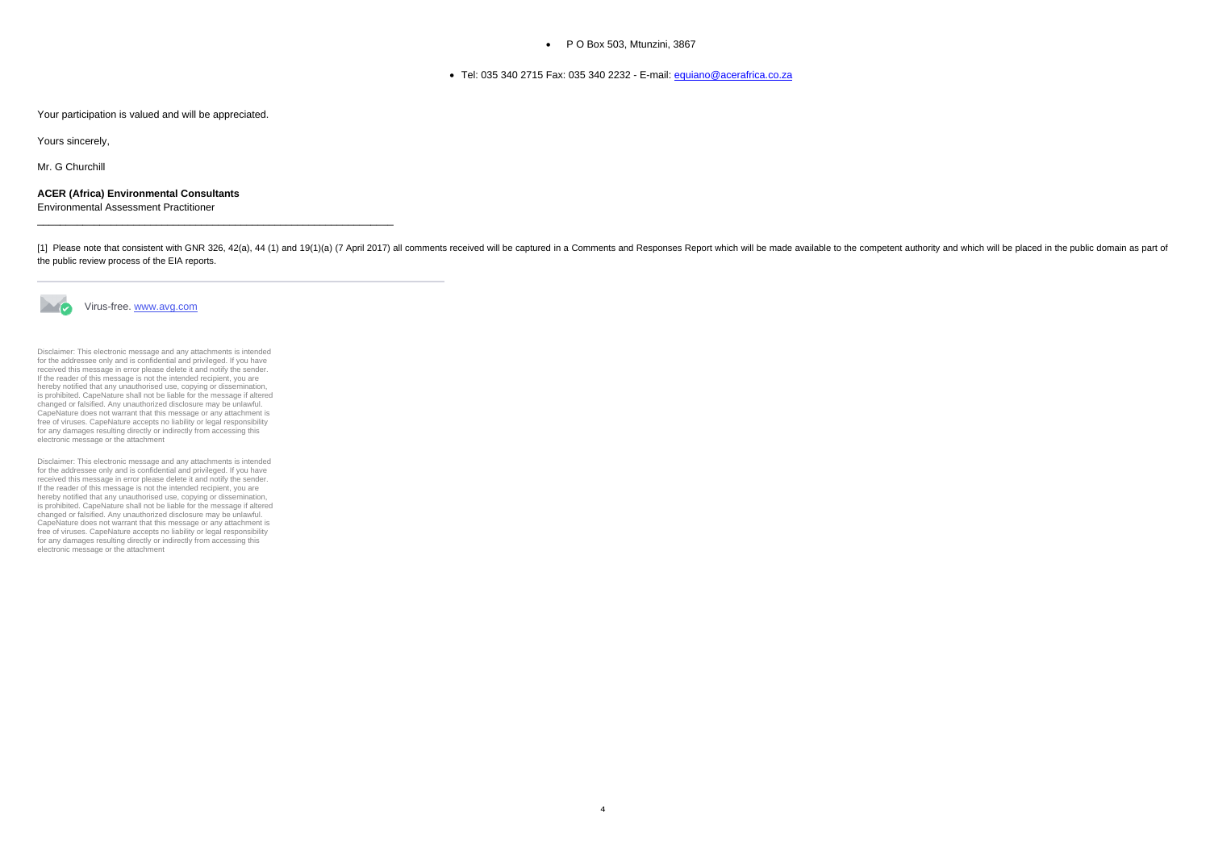- P O Box 503, Mtunzini, 3867
- Tel: 035 340 2715 Fax: 035 340 2232 - E-mail: equiano@acerafrica.co.za

Your participation is valued and will be appreciated.

Yours sincerely,

Mr. G Churchill

**ACER (Africa) Environmental Consultants**
Environmental Assessment Practitioner

---

[1] Please note that consistent with GNR 326, 42(a), 44 (1) and 19(1)(a) (7 April 2017) all comments received will be captured in a Comments and Responses Report which will be made available to the competent authority and which will be placed in the public domain as part of the public review process of the EIA reports.

---

Virus-free. www.avg.com

Disclaimer: This electronic message and any attachments is intended for the addressee only and is confidential and privileged. If you have received this message in error please delete it and notify the sender. If the reader of this message is not the intended recipient, you are hereby notified that any unauthorised use, copying or dissemination, is prohibited. CapeNature shall not be liable for the message if altered changed or falsified. Any unauthorized disclosure may be unlawful. CapeNature does not warrant that this message or any attachment is free of viruses. CapeNature accepts no liability or legal responsibility for any damages resulting directly or indirectly from accessing this electronic message or the attachment

Disclaimer: This electronic message and any attachments is intended for the addressee only and is confidential and privileged. If you have received this message in error please delete it and notify the sender. If the reader of this message is not the intended recipient, you are hereby notified that any unauthorised use, copying or dissemination, is prohibited. CapeNature shall not be liable for the message if altered changed or falsified. Any unauthorized disclosure may be unlawful. CapeNature does not warrant that this message or any attachment is free of viruses. CapeNature accepts no liability or legal responsibility for any damages resulting directly or indirectly from accessing this electronic message or the attachment